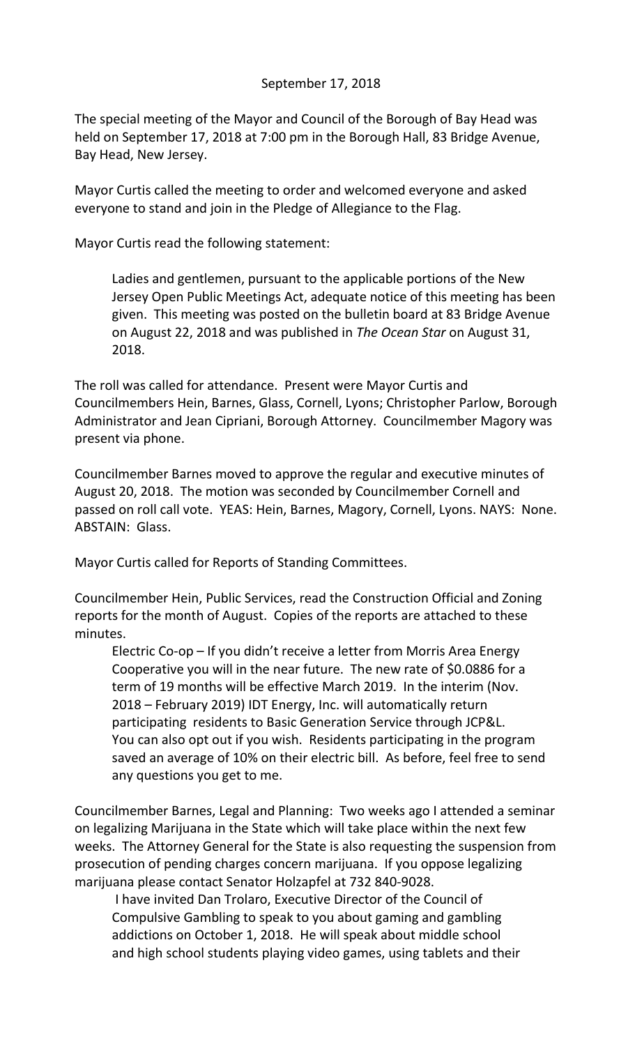September 17, 2018

The special meeting of the Mayor and Council of the Borough of Bay Head was held on September 17, 2018 at 7:00 pm in the Borough Hall, 83 Bridge Avenue, Bay Head, New Jersey.

Mayor Curtis called the meeting to order and welcomed everyone and asked everyone to stand and join in the Pledge of Allegiance to the Flag.

Mayor Curtis read the following statement:

> Ladies and gentlemen, pursuant to the applicable portions of the New Jersey Open Public Meetings Act, adequate notice of this meeting has been given. This meeting was posted on the bulletin board at 83 Bridge Avenue on August 22, 2018 and was published in *The Ocean Star* on August 31, 2018.

The roll was called for attendance. Present were Mayor Curtis and Councilmembers Hein, Barnes, Glass, Cornell, Lyons; Christopher Parlow, Borough Administrator and Jean Cipriani, Borough Attorney. Councilmember Magory was present via phone.

Councilmember Barnes moved to approve the regular and executive minutes of August 20, 2018. The motion was seconded by Councilmember Cornell and passed on roll call vote. YEAS: Hein, Barnes, Magory, Cornell, Lyons. NAYS: None. ABSTAIN: Glass.

Mayor Curtis called for Reports of Standing Committees.

Councilmember Hein, Public Services, read the Construction Official and Zoning reports for the month of August. Copies of the reports are attached to these minutes.

> Electric Co-op – If you didn't receive a letter from Morris Area Energy Cooperative you will in the near future. The new rate of $0.0886 for a term of 19 months will be effective March 2019. In the interim (Nov. 2018 – February 2019) IDT Energy, Inc. will automatically return participating residents to Basic Generation Service through JCP&L. You can also opt out if you wish. Residents participating in the program saved an average of 10% on their electric bill. As before, feel free to send any questions you get to me.

Councilmember Barnes, Legal and Planning: Two weeks ago I attended a seminar on legalizing Marijuana in the State which will take place within the next few weeks. The Attorney General for the State is also requesting the suspension from prosecution of pending charges concern marijuana. If you oppose legalizing marijuana please contact Senator Holzapfel at 732 840-9028.

> I have invited Dan Trolaro, Executive Director of the Council of Compulsive Gambling to speak to you about gaming and gambling addictions on October 1, 2018. He will speak about middle school and high school students playing video games, using tablets and their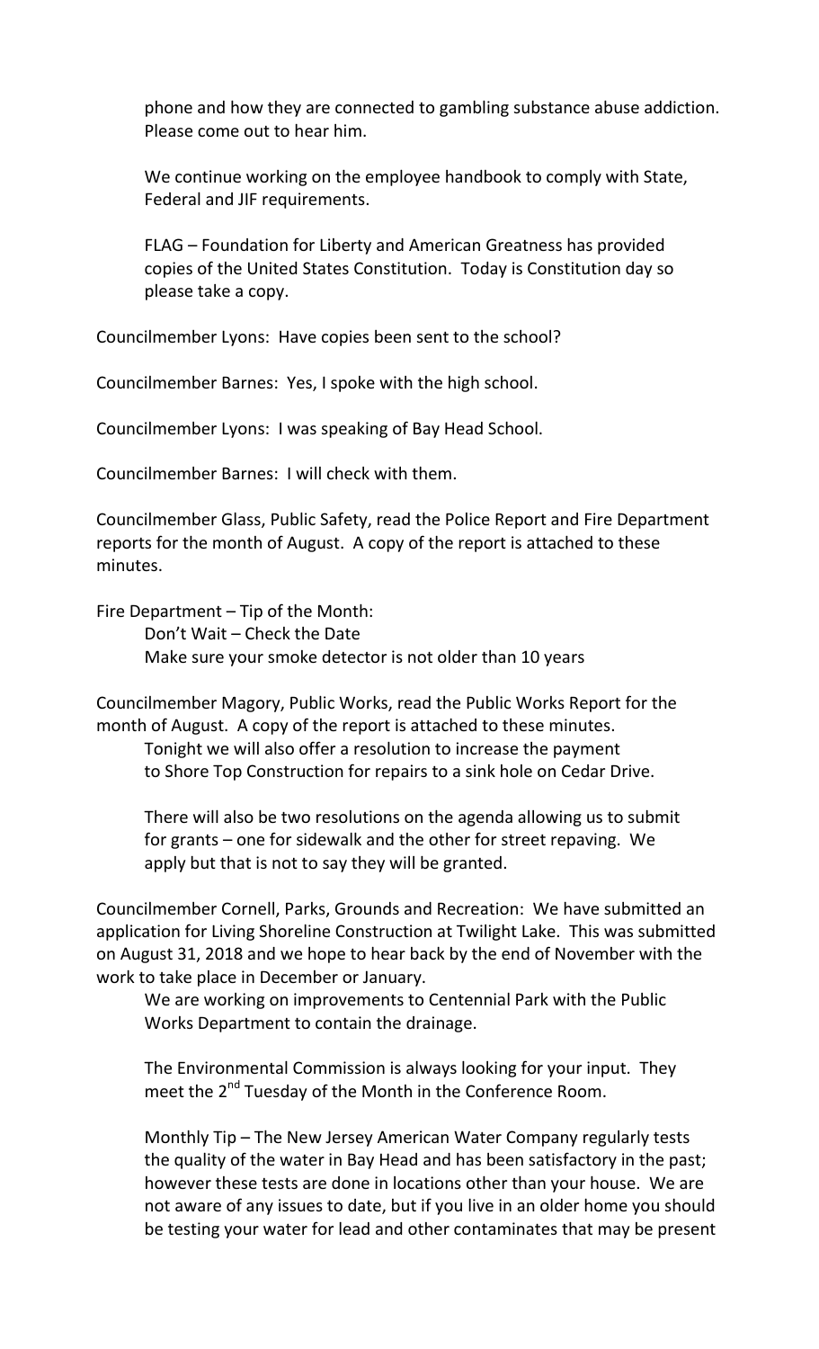phone and how they are connected to gambling substance abuse addiction. Please come out to hear him.

We continue working on the employee handbook to comply with State, Federal and JIF requirements.

FLAG – Foundation for Liberty and American Greatness has provided copies of the United States Constitution. Today is Constitution day so please take a copy.

Councilmember Lyons: Have copies been sent to the school?

Councilmember Barnes: Yes, I spoke with the high school.

Councilmember Lyons: I was speaking of Bay Head School.

Councilmember Barnes: I will check with them.

Councilmember Glass, Public Safety, read the Police Report and Fire Department reports for the month of August. A copy of the report is attached to these minutes.

Fire Department – Tip of the Month:
Don't Wait – Check the Date
Make sure your smoke detector is not older than 10 years

Councilmember Magory, Public Works, read the Public Works Report for the month of August. A copy of the report is attached to these minutes.
Tonight we will also offer a resolution to increase the payment to Shore Top Construction for repairs to a sink hole on Cedar Drive.

There will also be two resolutions on the agenda allowing us to submit for grants – one for sidewalk and the other for street repaving. We apply but that is not to say they will be granted.

Councilmember Cornell, Parks, Grounds and Recreation: We have submitted an application for Living Shoreline Construction at Twilight Lake. This was submitted on August 31, 2018 and we hope to hear back by the end of November with the work to take place in December or January.
We are working on improvements to Centennial Park with the Public Works Department to contain the drainage.

The Environmental Commission is always looking for your input. They meet the 2nd Tuesday of the Month in the Conference Room.

Monthly Tip – The New Jersey American Water Company regularly tests the quality of the water in Bay Head and has been satisfactory in the past; however these tests are done in locations other than your house. We are not aware of any issues to date, but if you live in an older home you should be testing your water for lead and other contaminates that may be present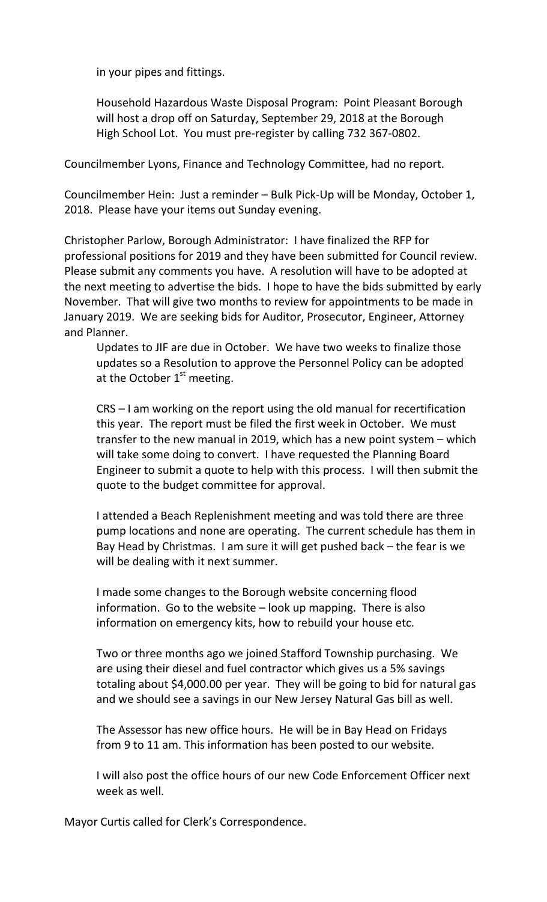in your pipes and fittings.

Household Hazardous Waste Disposal Program: Point Pleasant Borough will host a drop off on Saturday, September 29, 2018 at the Borough High School Lot. You must pre-register by calling 732 367-0802.

Councilmember Lyons, Finance and Technology Committee, had no report.

Councilmember Hein: Just a reminder – Bulk Pick-Up will be Monday, October 1, 2018. Please have your items out Sunday evening.

Christopher Parlow, Borough Administrator: I have finalized the RFP for professional positions for 2019 and they have been submitted for Council review. Please submit any comments you have. A resolution will have to be adopted at the next meeting to advertise the bids. I hope to have the bids submitted by early November. That will give two months to review for appointments to be made in January 2019. We are seeking bids for Auditor, Prosecutor, Engineer, Attorney and Planner.

Updates to JIF are due in October. We have two weeks to finalize those updates so a Resolution to approve the Personnel Policy can be adopted at the October 1st meeting.

CRS – I am working on the report using the old manual for recertification this year. The report must be filed the first week in October. We must transfer to the new manual in 2019, which has a new point system – which will take some doing to convert. I have requested the Planning Board Engineer to submit a quote to help with this process. I will then submit the quote to the budget committee for approval.

I attended a Beach Replenishment meeting and was told there are three pump locations and none are operating. The current schedule has them in Bay Head by Christmas. I am sure it will get pushed back – the fear is we will be dealing with it next summer.

I made some changes to the Borough website concerning flood information. Go to the website – look up mapping. There is also information on emergency kits, how to rebuild your house etc.

Two or three months ago we joined Stafford Township purchasing. We are using their diesel and fuel contractor which gives us a 5% savings totaling about $4,000.00 per year. They will be going to bid for natural gas and we should see a savings in our New Jersey Natural Gas bill as well.

The Assessor has new office hours. He will be in Bay Head on Fridays from 9 to 11 am. This information has been posted to our website.

I will also post the office hours of our new Code Enforcement Officer next week as well.

Mayor Curtis called for Clerk's Correspondence.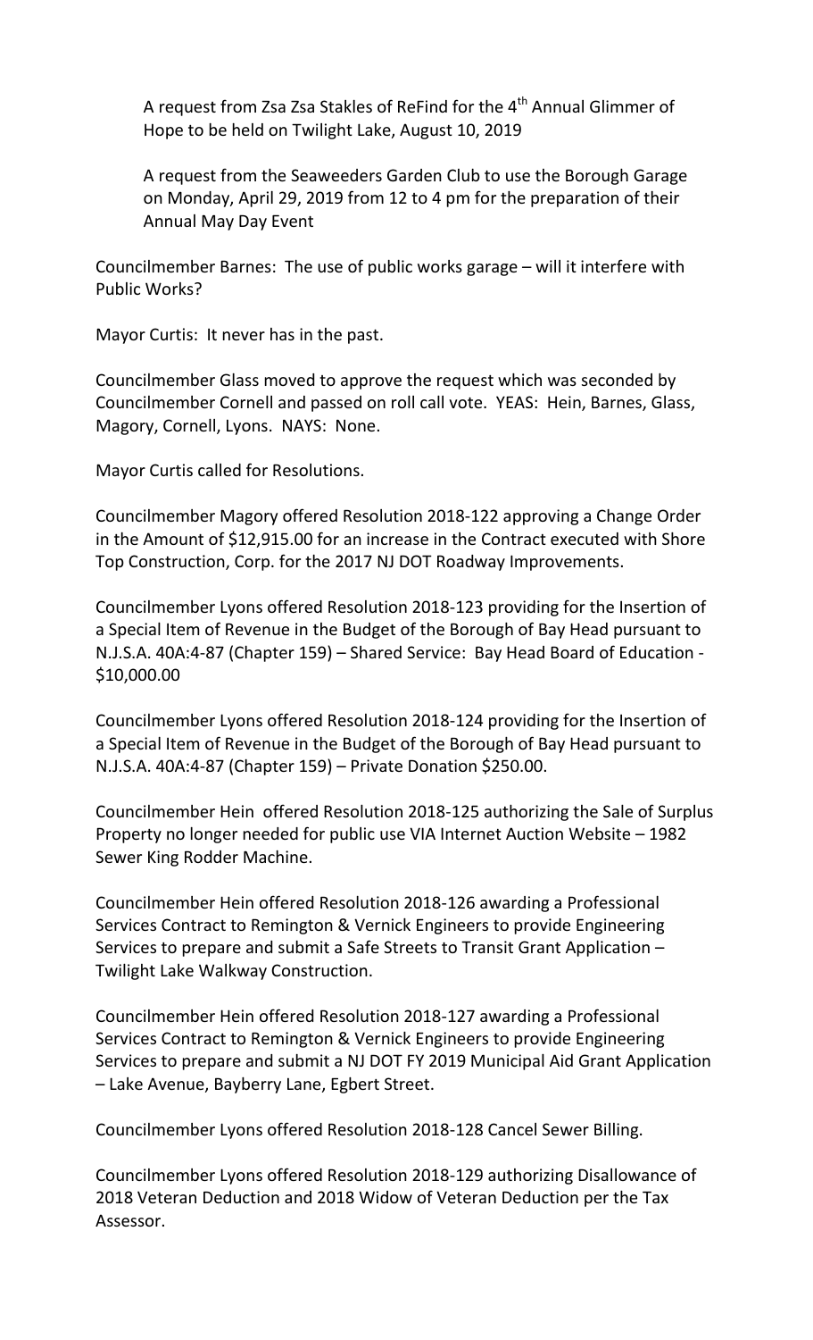A request from Zsa Zsa Stakles of ReFind for the 4th Annual Glimmer of Hope to be held on Twilight Lake, August 10, 2019

A request from the Seaweeders Garden Club to use the Borough Garage on Monday, April 29, 2019 from 12 to 4 pm for the preparation of their Annual May Day Event

Councilmember Barnes: The use of public works garage – will it interfere with Public Works?

Mayor Curtis: It never has in the past.

Councilmember Glass moved to approve the request which was seconded by Councilmember Cornell and passed on roll call vote. YEAS: Hein, Barnes, Glass, Magory, Cornell, Lyons. NAYS: None.

Mayor Curtis called for Resolutions.

Councilmember Magory offered Resolution 2018-122 approving a Change Order in the Amount of $12,915.00 for an increase in the Contract executed with Shore Top Construction, Corp. for the 2017 NJ DOT Roadway Improvements.

Councilmember Lyons offered Resolution 2018-123 providing for the Insertion of a Special Item of Revenue in the Budget of the Borough of Bay Head pursuant to N.J.S.A. 40A:4-87 (Chapter 159) – Shared Service: Bay Head Board of Education - $10,000.00

Councilmember Lyons offered Resolution 2018-124 providing for the Insertion of a Special Item of Revenue in the Budget of the Borough of Bay Head pursuant to N.J.S.A. 40A:4-87 (Chapter 159) – Private Donation $250.00.

Councilmember Hein offered Resolution 2018-125 authorizing the Sale of Surplus Property no longer needed for public use VIA Internet Auction Website – 1982 Sewer King Rodder Machine.

Councilmember Hein offered Resolution 2018-126 awarding a Professional Services Contract to Remington & Vernick Engineers to provide Engineering Services to prepare and submit a Safe Streets to Transit Grant Application – Twilight Lake Walkway Construction.

Councilmember Hein offered Resolution 2018-127 awarding a Professional Services Contract to Remington & Vernick Engineers to provide Engineering Services to prepare and submit a NJ DOT FY 2019 Municipal Aid Grant Application – Lake Avenue, Bayberry Lane, Egbert Street.

Councilmember Lyons offered Resolution 2018-128 Cancel Sewer Billing.

Councilmember Lyons offered Resolution 2018-129 authorizing Disallowance of 2018 Veteran Deduction and 2018 Widow of Veteran Deduction per the Tax Assessor.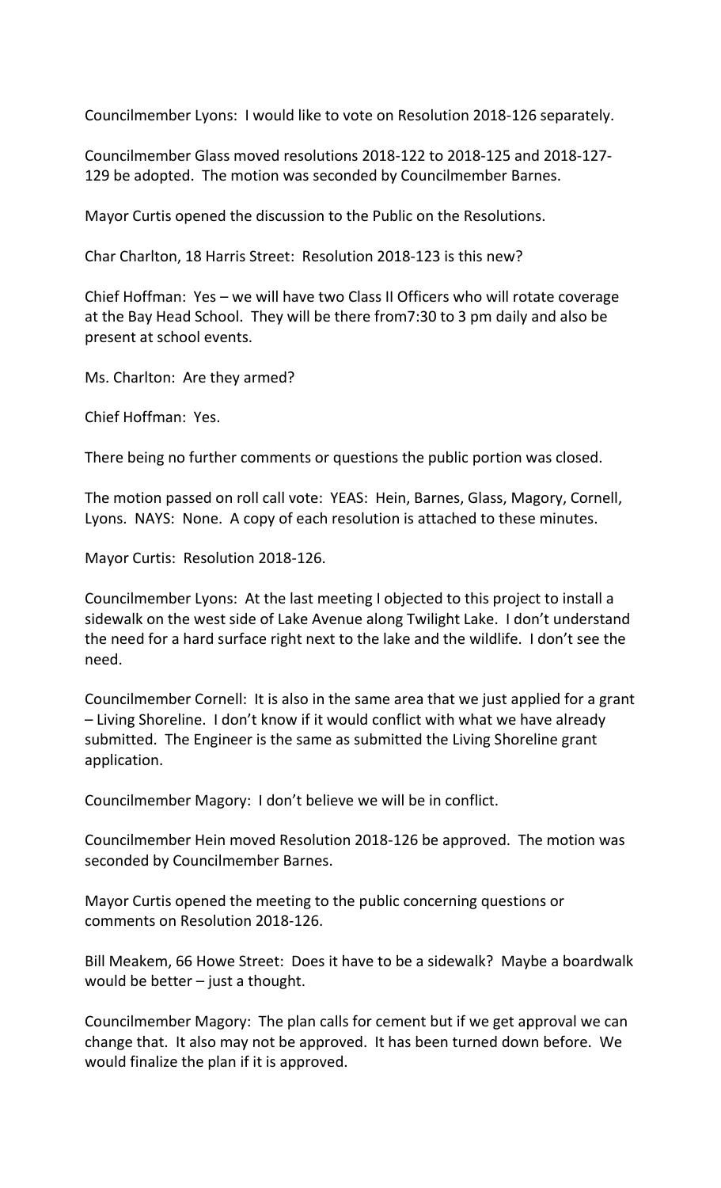Councilmember Lyons: I would like to vote on Resolution 2018-126 separately.

Councilmember Glass moved resolutions 2018-122 to 2018-125 and 2018-127-129 be adopted. The motion was seconded by Councilmember Barnes.

Mayor Curtis opened the discussion to the Public on the Resolutions.

Char Charlton, 18 Harris Street: Resolution 2018-123 is this new?

Chief Hoffman: Yes – we will have two Class II Officers who will rotate coverage at the Bay Head School. They will be there from7:30 to 3 pm daily and also be present at school events.

Ms. Charlton: Are they armed?

Chief Hoffman: Yes.

There being no further comments or questions the public portion was closed.

The motion passed on roll call vote: YEAS: Hein, Barnes, Glass, Magory, Cornell, Lyons. NAYS: None. A copy of each resolution is attached to these minutes.

Mayor Curtis: Resolution 2018-126.

Councilmember Lyons: At the last meeting I objected to this project to install a sidewalk on the west side of Lake Avenue along Twilight Lake. I don't understand the need for a hard surface right next to the lake and the wildlife. I don't see the need.

Councilmember Cornell: It is also in the same area that we just applied for a grant – Living Shoreline. I don't know if it would conflict with what we have already submitted. The Engineer is the same as submitted the Living Shoreline grant application.

Councilmember Magory: I don't believe we will be in conflict.

Councilmember Hein moved Resolution 2018-126 be approved. The motion was seconded by Councilmember Barnes.

Mayor Curtis opened the meeting to the public concerning questions or comments on Resolution 2018-126.

Bill Meakem, 66 Howe Street: Does it have to be a sidewalk? Maybe a boardwalk would be better – just a thought.

Councilmember Magory: The plan calls for cement but if we get approval we can change that. It also may not be approved. It has been turned down before. We would finalize the plan if it is approved.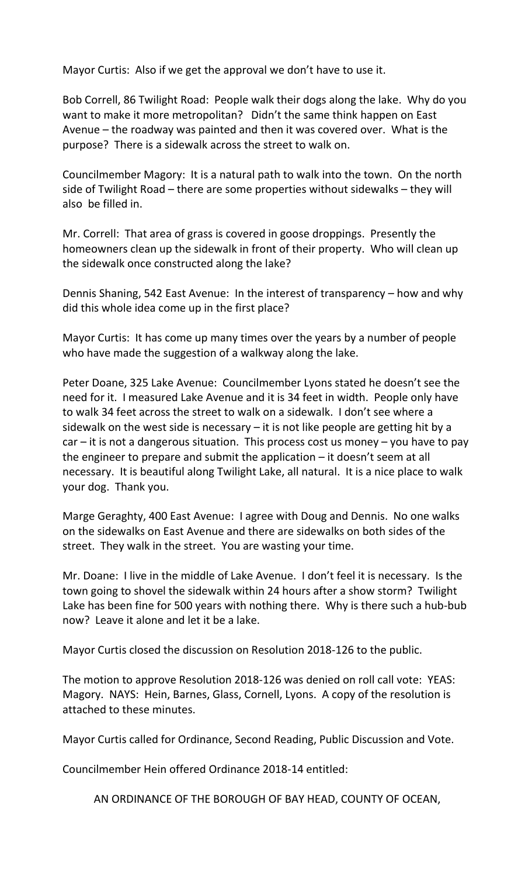Mayor Curtis: Also if we get the approval we don't have to use it.

Bob Correll, 86 Twilight Road: People walk their dogs along the lake. Why do you want to make it more metropolitan? Didn't the same think happen on East Avenue – the roadway was painted and then it was covered over. What is the purpose? There is a sidewalk across the street to walk on.

Councilmember Magory: It is a natural path to walk into the town. On the north side of Twilight Road – there are some properties without sidewalks – they will also be filled in.

Mr. Correll: That area of grass is covered in goose droppings. Presently the homeowners clean up the sidewalk in front of their property. Who will clean up the sidewalk once constructed along the lake?

Dennis Shaning, 542 East Avenue: In the interest of transparency – how and why did this whole idea come up in the first place?

Mayor Curtis: It has come up many times over the years by a number of people who have made the suggestion of a walkway along the lake.

Peter Doane, 325 Lake Avenue: Councilmember Lyons stated he doesn't see the need for it. I measured Lake Avenue and it is 34 feet in width. People only have to walk 34 feet across the street to walk on a sidewalk. I don't see where a sidewalk on the west side is necessary – it is not like people are getting hit by a car – it is not a dangerous situation. This process cost us money – you have to pay the engineer to prepare and submit the application – it doesn't seem at all necessary. It is beautiful along Twilight Lake, all natural. It is a nice place to walk your dog. Thank you.

Marge Geraghty, 400 East Avenue: I agree with Doug and Dennis. No one walks on the sidewalks on East Avenue and there are sidewalks on both sides of the street. They walk in the street. You are wasting your time.

Mr. Doane: I live in the middle of Lake Avenue. I don't feel it is necessary. Is the town going to shovel the sidewalk within 24 hours after a show storm? Twilight Lake has been fine for 500 years with nothing there. Why is there such a hub-bub now? Leave it alone and let it be a lake.

Mayor Curtis closed the discussion on Resolution 2018-126 to the public.

The motion to approve Resolution 2018-126 was denied on roll call vote: YEAS: Magory. NAYS: Hein, Barnes, Glass, Cornell, Lyons. A copy of the resolution is attached to these minutes.

Mayor Curtis called for Ordinance, Second Reading, Public Discussion and Vote.

Councilmember Hein offered Ordinance 2018-14 entitled:

AN ORDINANCE OF THE BOROUGH OF BAY HEAD, COUNTY OF OCEAN,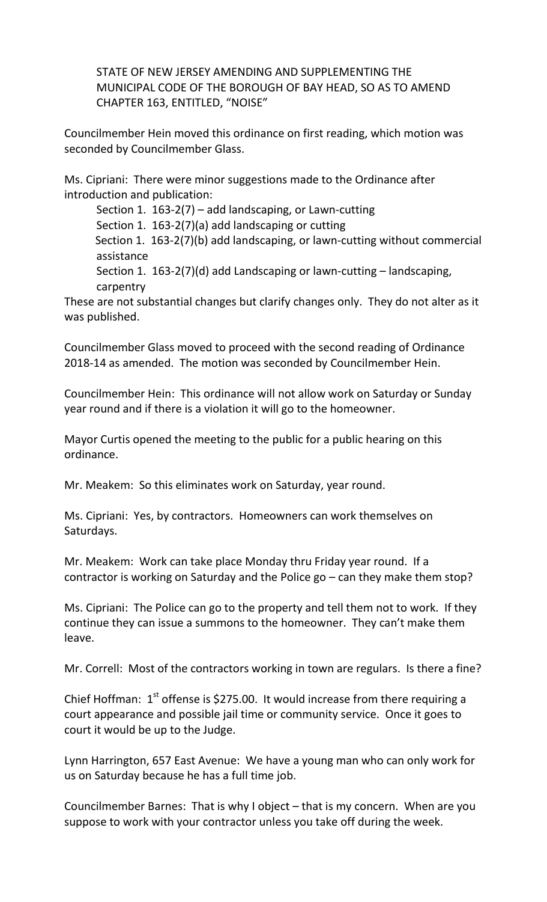STATE OF NEW JERSEY AMENDING AND SUPPLEMENTING THE MUNICIPAL CODE OF THE BOROUGH OF BAY HEAD, SO AS TO AMEND CHAPTER 163, ENTITLED, "NOISE"

Councilmember Hein moved this ordinance on first reading, which motion was seconded by Councilmember Glass.

Ms. Cipriani: There were minor suggestions made to the Ordinance after introduction and publication:

Section 1. 163-2(7) – add landscaping, or Lawn-cutting
Section 1. 163-2(7)(a) add landscaping or cutting
Section 1. 163-2(7)(b) add landscaping, or lawn-cutting without commercial assistance
Section 1. 163-2(7)(d) add Landscaping or lawn-cutting – landscaping, carpentry

These are not substantial changes but clarify changes only. They do not alter as it was published.

Councilmember Glass moved to proceed with the second reading of Ordinance 2018-14 as amended. The motion was seconded by Councilmember Hein.

Councilmember Hein: This ordinance will not allow work on Saturday or Sunday year round and if there is a violation it will go to the homeowner.

Mayor Curtis opened the meeting to the public for a public hearing on this ordinance.

Mr. Meakem: So this eliminates work on Saturday, year round.

Ms. Cipriani: Yes, by contractors. Homeowners can work themselves on Saturdays.

Mr. Meakem: Work can take place Monday thru Friday year round. If a contractor is working on Saturday and the Police go – can they make them stop?

Ms. Cipriani: The Police can go to the property and tell them not to work. If they continue they can issue a summons to the homeowner. They can't make them leave.

Mr. Correll: Most of the contractors working in town are regulars. Is there a fine?

Chief Hoffman: 1st offense is $275.00. It would increase from there requiring a court appearance and possible jail time or community service. Once it goes to court it would be up to the Judge.

Lynn Harrington, 657 East Avenue: We have a young man who can only work for us on Saturday because he has a full time job.

Councilmember Barnes: That is why I object – that is my concern. When are you suppose to work with your contractor unless you take off during the week.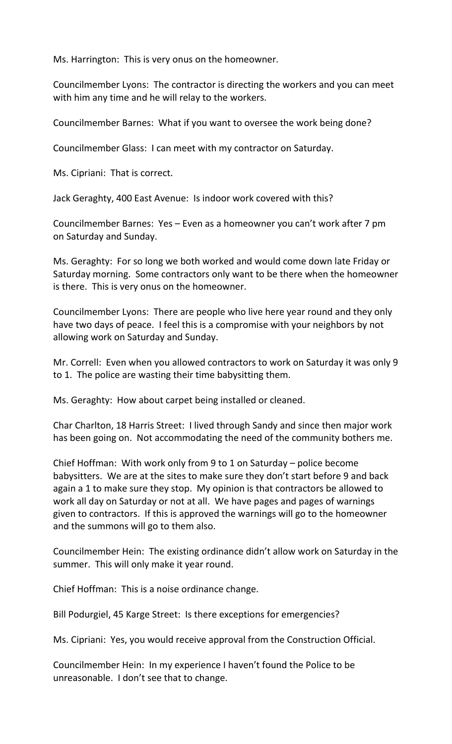Ms. Harrington: This is very onus on the homeowner.

Councilmember Lyons: The contractor is directing the workers and you can meet with him any time and he will relay to the workers.

Councilmember Barnes: What if you want to oversee the work being done?

Councilmember Glass: I can meet with my contractor on Saturday.

Ms. Cipriani: That is correct.

Jack Geraghty, 400 East Avenue: Is indoor work covered with this?

Councilmember Barnes: Yes – Even as a homeowner you can't work after 7 pm on Saturday and Sunday.

Ms. Geraghty: For so long we both worked and would come down late Friday or Saturday morning. Some contractors only want to be there when the homeowner is there. This is very onus on the homeowner.

Councilmember Lyons: There are people who live here year round and they only have two days of peace. I feel this is a compromise with your neighbors by not allowing work on Saturday and Sunday.

Mr. Correll: Even when you allowed contractors to work on Saturday it was only 9 to 1. The police are wasting their time babysitting them.

Ms. Geraghty: How about carpet being installed or cleaned.

Char Charlton, 18 Harris Street: I lived through Sandy and since then major work has been going on. Not accommodating the need of the community bothers me.

Chief Hoffman: With work only from 9 to 1 on Saturday – police become babysitters. We are at the sites to make sure they don't start before 9 and back again a 1 to make sure they stop. My opinion is that contractors be allowed to work all day on Saturday or not at all. We have pages and pages of warnings given to contractors. If this is approved the warnings will go to the homeowner and the summons will go to them also.

Councilmember Hein: The existing ordinance didn't allow work on Saturday in the summer. This will only make it year round.

Chief Hoffman: This is a noise ordinance change.

Bill Podurgiel, 45 Karge Street: Is there exceptions for emergencies?

Ms. Cipriani: Yes, you would receive approval from the Construction Official.

Councilmember Hein: In my experience I haven't found the Police to be unreasonable. I don't see that to change.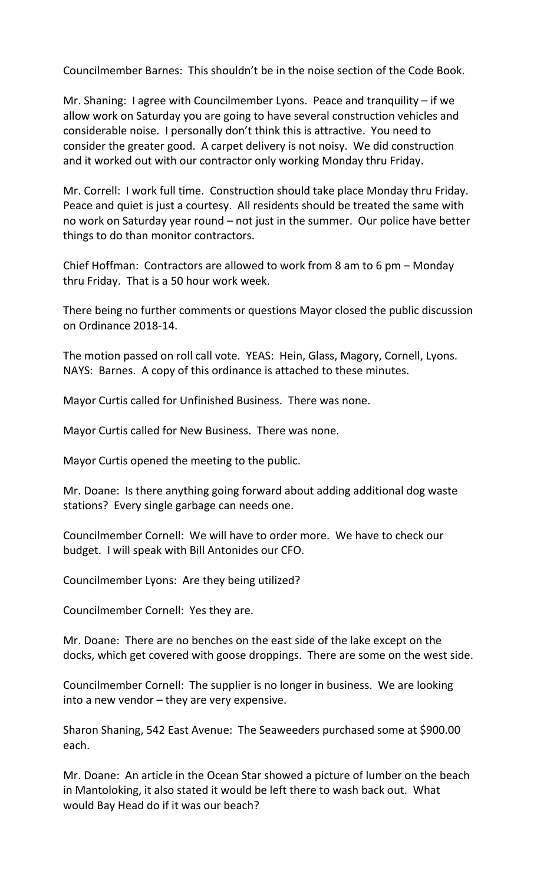Councilmember Barnes: This shouldn't be in the noise section of the Code Book.

Mr. Shaning: I agree with Councilmember Lyons. Peace and tranquility – if we allow work on Saturday you are going to have several construction vehicles and considerable noise. I personally don't think this is attractive. You need to consider the greater good. A carpet delivery is not noisy. We did construction and it worked out with our contractor only working Monday thru Friday.

Mr. Correll: I work full time. Construction should take place Monday thru Friday. Peace and quiet is just a courtesy. All residents should be treated the same with no work on Saturday year round – not just in the summer. Our police have better things to do than monitor contractors.

Chief Hoffman: Contractors are allowed to work from 8 am to 6 pm – Monday thru Friday. That is a 50 hour work week.

There being no further comments or questions Mayor closed the public discussion on Ordinance 2018-14.

The motion passed on roll call vote. YEAS: Hein, Glass, Magory, Cornell, Lyons. NAYS: Barnes. A copy of this ordinance is attached to these minutes.

Mayor Curtis called for Unfinished Business. There was none.

Mayor Curtis called for New Business. There was none.

Mayor Curtis opened the meeting to the public.

Mr. Doane: Is there anything going forward about adding additional dog waste stations? Every single garbage can needs one.

Councilmember Cornell: We will have to order more. We have to check our budget. I will speak with Bill Antonides our CFO.

Councilmember Lyons: Are they being utilized?

Councilmember Cornell: Yes they are.

Mr. Doane: There are no benches on the east side of the lake except on the docks, which get covered with goose droppings. There are some on the west side.

Councilmember Cornell: The supplier is no longer in business. We are looking into a new vendor – they are very expensive.

Sharon Shaning, 542 East Avenue: The Seaweeders purchased some at $900.00 each.

Mr. Doane: An article in the Ocean Star showed a picture of lumber on the beach in Mantoloking, it also stated it would be left there to wash back out. What would Bay Head do if it was our beach?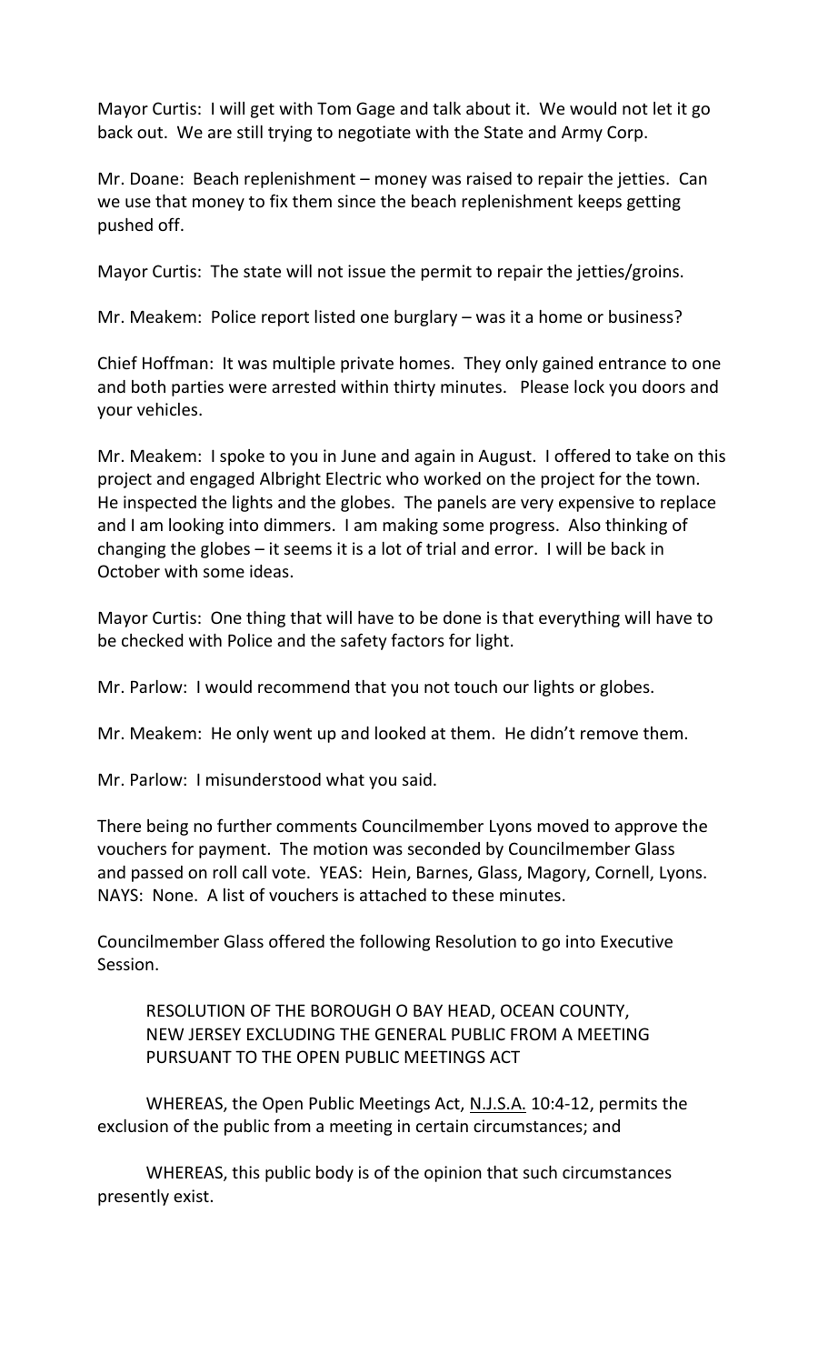Mayor Curtis: I will get with Tom Gage and talk about it. We would not let it go back out. We are still trying to negotiate with the State and Army Corp.

Mr. Doane: Beach replenishment – money was raised to repair the jetties. Can we use that money to fix them since the beach replenishment keeps getting pushed off.

Mayor Curtis: The state will not issue the permit to repair the jetties/groins.

Mr. Meakem: Police report listed one burglary – was it a home or business?

Chief Hoffman: It was multiple private homes. They only gained entrance to one and both parties were arrested within thirty minutes. Please lock you doors and your vehicles.

Mr. Meakem: I spoke to you in June and again in August. I offered to take on this project and engaged Albright Electric who worked on the project for the town. He inspected the lights and the globes. The panels are very expensive to replace and I am looking into dimmers. I am making some progress. Also thinking of changing the globes – it seems it is a lot of trial and error. I will be back in October with some ideas.

Mayor Curtis: One thing that will have to be done is that everything will have to be checked with Police and the safety factors for light.

Mr. Parlow: I would recommend that you not touch our lights or globes.

Mr. Meakem: He only went up and looked at them. He didn't remove them.

Mr. Parlow: I misunderstood what you said.

There being no further comments Councilmember Lyons moved to approve the vouchers for payment. The motion was seconded by Councilmember Glass and passed on roll call vote. YEAS: Hein, Barnes, Glass, Magory, Cornell, Lyons. NAYS: None. A list of vouchers is attached to these minutes.

Councilmember Glass offered the following Resolution to go into Executive Session.

RESOLUTION OF THE BOROUGH O BAY HEAD, OCEAN COUNTY, NEW JERSEY EXCLUDING THE GENERAL PUBLIC FROM A MEETING PURSUANT TO THE OPEN PUBLIC MEETINGS ACT

WHEREAS, the Open Public Meetings Act, N.J.S.A. 10:4-12, permits the exclusion of the public from a meeting in certain circumstances; and

WHEREAS, this public body is of the opinion that such circumstances presently exist.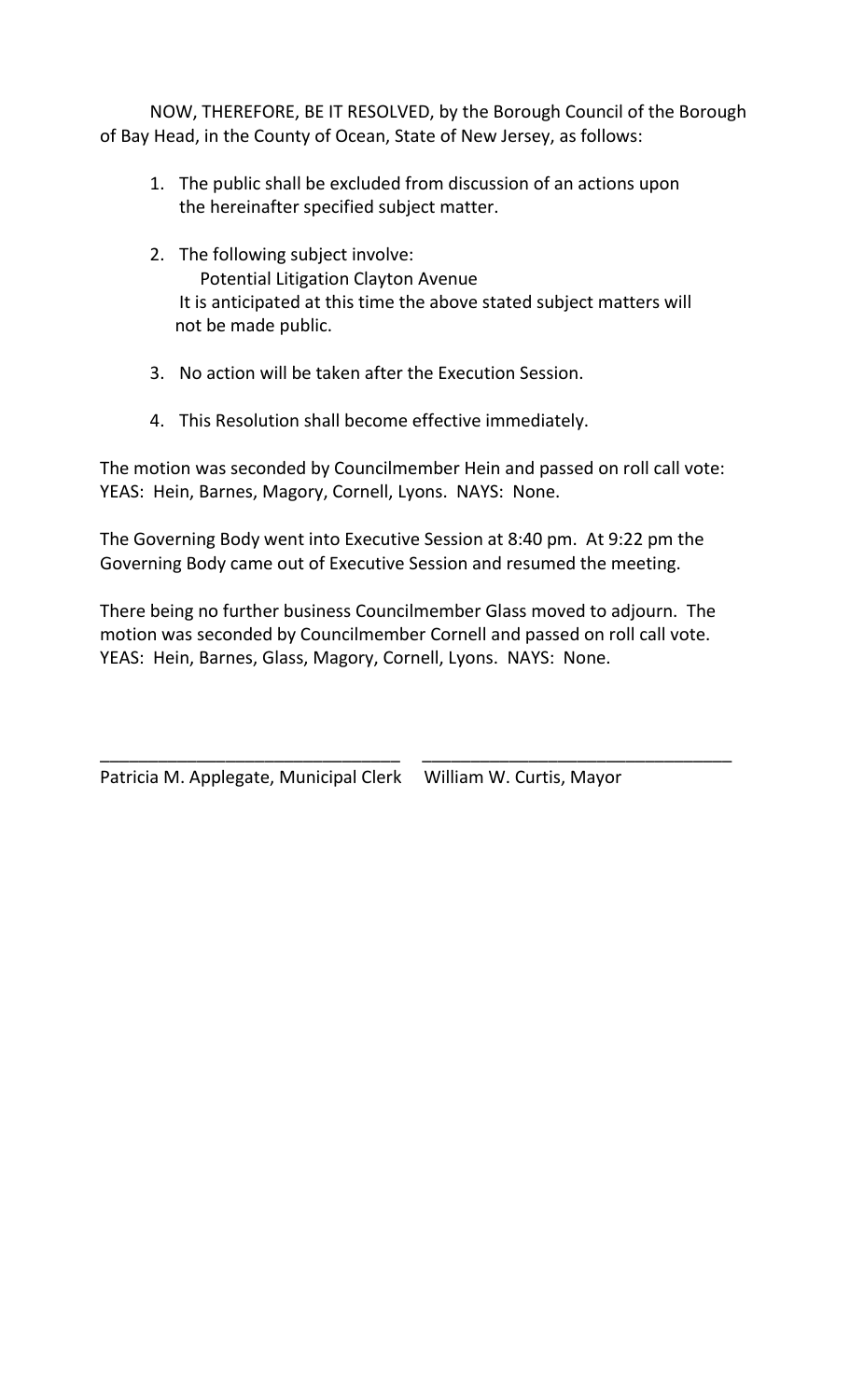NOW, THEREFORE, BE IT RESOLVED, by the Borough Council of the Borough of Bay Head, in the County of Ocean, State of New Jersey, as follows:

1. The public shall be excluded from discussion of an actions upon the hereinafter specified subject matter.

2. The following subject involve:
   Potential Litigation Clayton Avenue
   It is anticipated at this time the above stated subject matters will not be made public.

3. No action will be taken after the Execution Session.

4. This Resolution shall become effective immediately.

The motion was seconded by Councilmember Hein and passed on roll call vote:
YEAS: Hein, Barnes, Magory, Cornell, Lyons. NAYS: None.

The Governing Body went into Executive Session at 8:40 pm. At 9:22 pm the Governing Body came out of Executive Session and resumed the meeting.

There being no further business Councilmember Glass moved to adjourn. The motion was seconded by Councilmember Cornell and passed on roll call vote. YEAS: Hein, Barnes, Glass, Magory, Cornell, Lyons. NAYS: None.

\_\_\_\_\_\_\_\_\_\_\_\_\_\_\_\_\_\_\_\_\_\_\_\_\_\_\_\_\_\_\_ \_\_\_\_\_\_\_\_\_\_\_\_\_\_\_\_\_\_\_\_\_\_\_\_\_\_\_\_\_\_\_\_

Patricia M. Applegate, Municipal Clerk    William W. Curtis, Mayor